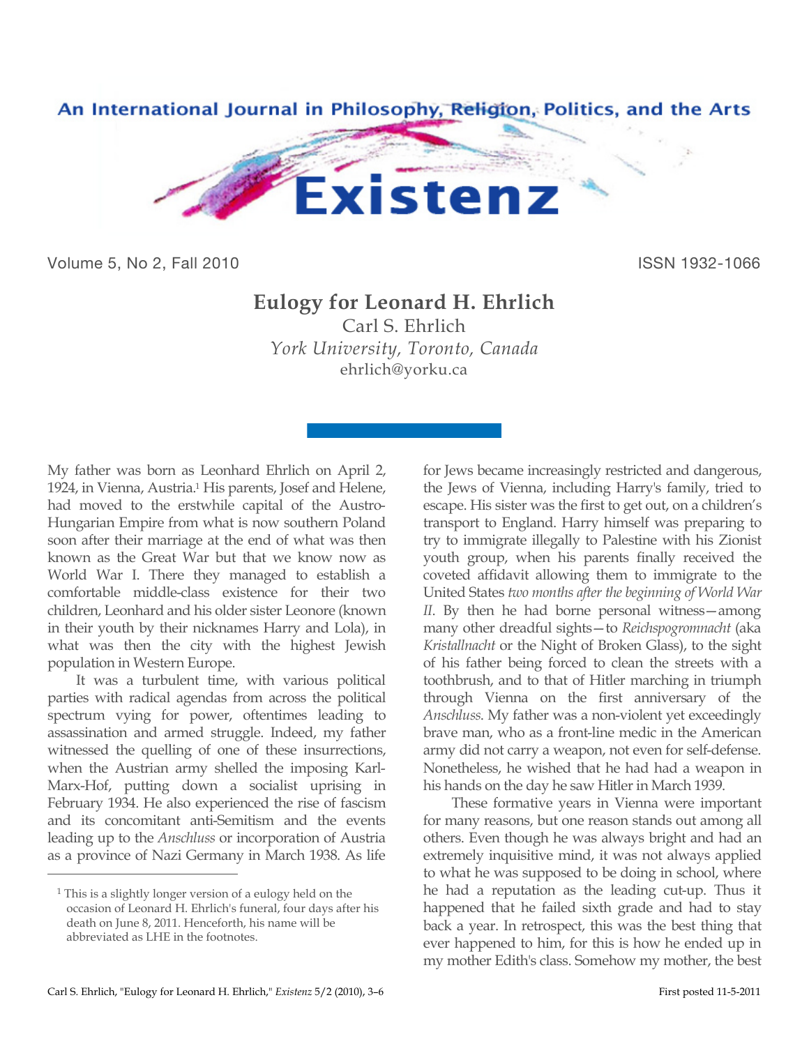# Eulogy for Leonard H. Ehrlich

Carl S. Ehrlich
*York University, Toronto, Canada*
ehrlich@yorku.ca

My father was born as Leonhard Ehrlich on April 2, 1924, in Vienna, Austria.[1] His parents, Josef and Helene, had moved to the erstwhile capital of the Austro-Hungarian Empire from what is now southern Poland soon after their marriage at the end of what was then known as the Great War but that we know now as World War I. There they managed to establish a comfortable middle-class existence for their two children, Leonhard and his older sister Leonore (known in their youth by their nicknames Harry and Lola), in what was then the city with the highest Jewish population in Western Europe.

It was a turbulent time, with various political parties with radical agendas from across the political spectrum vying for power, oftentimes leading to assassination and armed struggle. Indeed, my father witnessed the quelling of one of these insurrections, when the Austrian army shelled the imposing Karl-Marx-Hof, putting down a socialist uprising in February 1934. He also experienced the rise of fascism and its concomitant anti-Semitism and the events leading up to the *Anschluss* or incorporation of Austria as a province of Nazi Germany in March 1938. As life for Jews became increasingly restricted and dangerous, the Jews of Vienna, including Harry's family, tried to escape. His sister was the first to get out, on a children's transport to England. Harry himself was preparing to try to immigrate illegally to Palestine with his Zionist youth group, when his parents finally received the coveted affidavit allowing them to immigrate to the United States *two months after the beginning of World War II*. By then he had borne personal witness—among many other dreadful sights—to *Reichspogromnacht* (aka *Kristallnacht* or the Night of Broken Glass), to the sight of his father being forced to clean the streets with a toothbrush, and to that of Hitler marching in triumph through Vienna on the first anniversary of the *Anschluss*. My father was a non-violent yet exceedingly brave man, who as a front-line medic in the American army did not carry a weapon, not even for self-defense. Nonetheless, he wished that he had had a weapon in his hands on the day he saw Hitler in March 1939.

These formative years in Vienna were important for many reasons, but one reason stands out among all others. Even though he was always bright and had an extremely inquisitive mind, it was not always applied to what he was supposed to be doing in school, where he had a reputation as the leading cut-up. Thus it happened that he failed sixth grade and had to stay back a year. In retrospect, this was the best thing that ever happened to him, for this is how he ended up in my mother Edith's class. Somehow my mother, the best

---

[1] This is a slightly longer version of a eulogy held on the occasion of Leonard H. Ehrlich's funeral, four days after his death on June 8, 2011. Henceforth, his name will be abbreviated as LHE in the footnotes.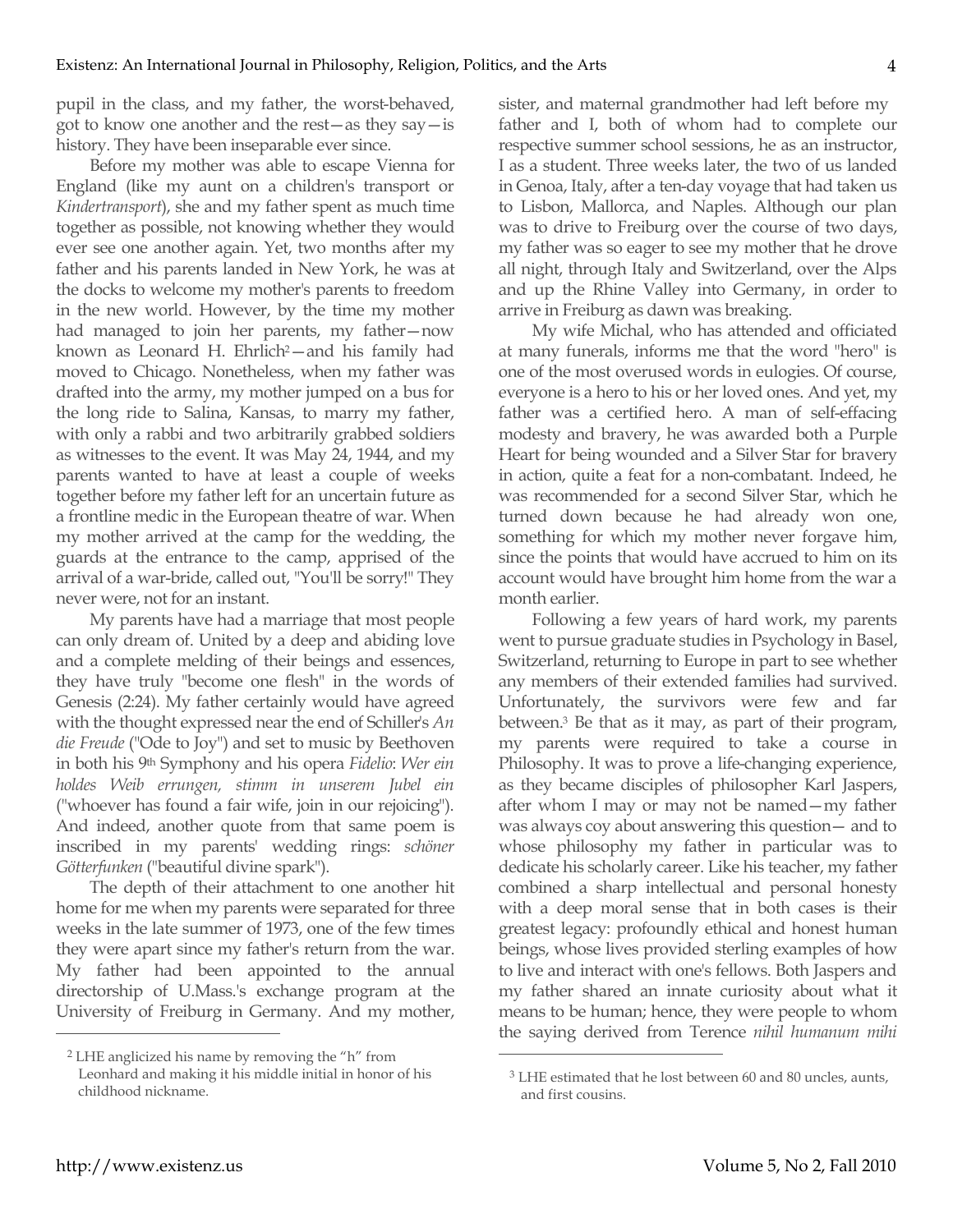pupil in the class, and my father, the worst-behaved, got to know one another and the rest—as they say—is history. They have been inseparable ever since.

Before my mother was able to escape Vienna for England (like my aunt on a children's transport or *Kindertransport*), she and my father spent as much time together as possible, not knowing whether they would ever see one another again. Yet, two months after my father and his parents landed in New York, he was at the docks to welcome my mother's parents to freedom in the new world. However, by the time my mother had managed to join her parents, my father—now known as Leonard H. Ehrlich[2]—and his family had moved to Chicago. Nonetheless, when my father was drafted into the army, my mother jumped on a bus for the long ride to Salina, Kansas, to marry my father, with only a rabbi and two arbitrarily grabbed soldiers as witnesses to the event. It was May 24, 1944, and my parents wanted to have at least a couple of weeks together before my father left for an uncertain future as a frontline medic in the European theatre of war. When my mother arrived at the camp for the wedding, the guards at the entrance to the camp, apprised of the arrival of a war-bride, called out, "You'll be sorry!" They never were, not for an instant.

My parents have had a marriage that most people can only dream of. United by a deep and abiding love and a complete melding of their beings and essences, they have truly "become one flesh" in the words of Genesis (2:24). My father certainly would have agreed with the thought expressed near the end of Schiller's *An die Freude* ("Ode to Joy") and set to music by Beethoven in both his 9th Symphony and his opera *Fidelio*: *Wer ein holdes Weib errungen, stimm in unserem Jubel ein* ("whoever has found a fair wife, join in our rejoicing"). And indeed, another quote from that same poem is inscribed in my parents' wedding rings: *schöner Götterfunken* ("beautiful divine spark").

The depth of their attachment to one another hit home for me when my parents were separated for three weeks in the late summer of 1973, one of the few times they were apart since my father's return from the war. My father had been appointed to the annual directorship of U.Mass.'s exchange program at the University of Freiburg in Germany. And my mother, sister, and maternal grandmother had left before my father and I, both of whom had to complete our respective summer school sessions, he as an instructor, I as a student. Three weeks later, the two of us landed in Genoa, Italy, after a ten-day voyage that had taken us to Lisbon, Mallorca, and Naples. Although our plan was to drive to Freiburg over the course of two days, my father was so eager to see my mother that he drove all night, through Italy and Switzerland, over the Alps and up the Rhine Valley into Germany, in order to arrive in Freiburg as dawn was breaking.

My wife Michal, who has attended and officiated at many funerals, informs me that the word "hero" is one of the most overused words in eulogies. Of course, everyone is a hero to his or her loved ones. And yet, my father was a certified hero. A man of self-effacing modesty and bravery, he was awarded both a Purple Heart for being wounded and a Silver Star for bravery in action, quite a feat for a non-combatant. Indeed, he was recommended for a second Silver Star, which he turned down because he had already won one, something for which my mother never forgave him, since the points that would have accrued to him on its account would have brought him home from the war a month earlier.

Following a few years of hard work, my parents went to pursue graduate studies in Psychology in Basel, Switzerland, returning to Europe in part to see whether any members of their extended families had survived. Unfortunately, the survivors were few and far between.[3] Be that as it may, as part of their program, my parents were required to take a course in Philosophy. It was to prove a life-changing experience, as they became disciples of philosopher Karl Jaspers, after whom I may or may not be named—my father was always coy about answering this question— and to whose philosophy my father in particular was to dedicate his scholarly career. Like his teacher, my father combined a sharp intellectual and personal honesty with a deep moral sense that in both cases is their greatest legacy: profoundly ethical and honest human beings, whose lives provided sterling examples of how to live and interact with one's fellows. Both Jaspers and my father shared an innate curiosity about what it means to be human; hence, they were people to whom the saying derived from Terence *nihil humanum mihi*

[2] LHE anglicized his name by removing the "h" from Leonhard and making it his middle initial in honor of his childhood nickname.

[3] LHE estimated that he lost between 60 and 80 uncles, aunts, and first cousins.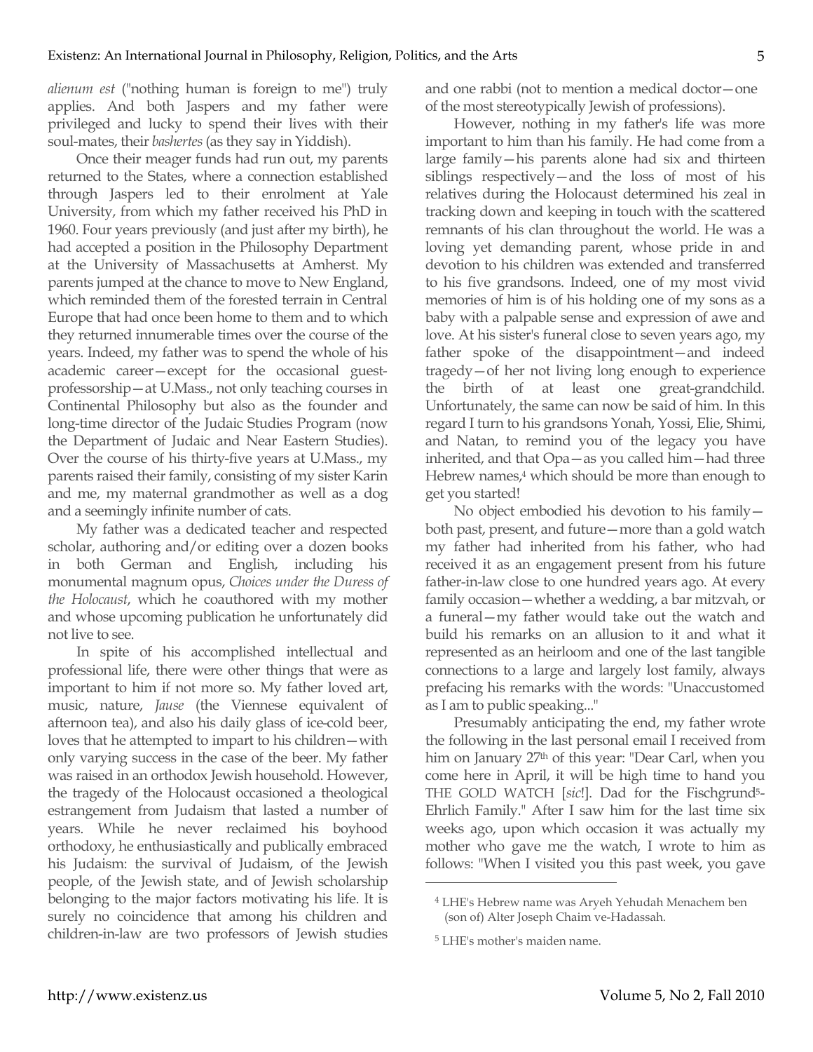*alienum est* ("nothing human is foreign to me") truly applies. And both Jaspers and my father were privileged and lucky to spend their lives with their soul-mates, their *bashertes* (as they say in Yiddish).

Once their meager funds had run out, my parents returned to the States, where a connection established through Jaspers led to their enrolment at Yale University, from which my father received his PhD in 1960. Four years previously (and just after my birth), he had accepted a position in the Philosophy Department at the University of Massachusetts at Amherst. My parents jumped at the chance to move to New England, which reminded them of the forested terrain in Central Europe that had once been home to them and to which they returned innumerable times over the course of the years. Indeed, my father was to spend the whole of his academic career—except for the occasional guest-professorship—at U.Mass., not only teaching courses in Continental Philosophy but also as the founder and long-time director of the Judaic Studies Program (now the Department of Judaic and Near Eastern Studies). Over the course of his thirty-five years at U.Mass., my parents raised their family, consisting of my sister Karin and me, my maternal grandmother as well as a dog and a seemingly infinite number of cats.

My father was a dedicated teacher and respected scholar, authoring and/or editing over a dozen books in both German and English, including his monumental magnum opus, *Choices under the Duress of the Holocaust*, which he coauthored with my mother and whose upcoming publication he unfortunately did not live to see.

In spite of his accomplished intellectual and professional life, there were other things that were as important to him if not more so. My father loved art, music, nature, *Jause* (the Viennese equivalent of afternoon tea), and also his daily glass of ice-cold beer, loves that he attempted to impart to his children—with only varying success in the case of the beer. My father was raised in an orthodox Jewish household. However, the tragedy of the Holocaust occasioned a theological estrangement from Judaism that lasted a number of years. While he never reclaimed his boyhood orthodoxy, he enthusiastically and publically embraced his Judaism: the survival of Judaism, of the Jewish people, of the Jewish state, and of Jewish scholarship belonging to the major factors motivating his life. It is surely no coincidence that among his children and children-in-law are two professors of Jewish studies and one rabbi (not to mention a medical doctor—one of the most stereotypically Jewish of professions).

However, nothing in my father's life was more important to him than his family. He had come from a large family—his parents alone had six and thirteen siblings respectively—and the loss of most of his relatives during the Holocaust determined his zeal in tracking down and keeping in touch with the scattered remnants of his clan throughout the world. He was a loving yet demanding parent, whose pride in and devotion to his children was extended and transferred to his five grandsons. Indeed, one of my most vivid memories of him is of his holding one of my sons as a baby with a palpable sense and expression of awe and love. At his sister's funeral close to seven years ago, my father spoke of the disappointment—and indeed tragedy—of her not living long enough to experience the birth of at least one great-grandchild. Unfortunately, the same can now be said of him. In this regard I turn to his grandsons Yonah, Yossi, Elie, Shimi, and Natan, to remind you of the legacy you have inherited, and that Opa—as you called him—had three Hebrew names,[4] which should be more than enough to get you started!

No object embodied his devotion to his family—both past, present, and future—more than a gold watch my father had inherited from his father, who had received it as an engagement present from his future father-in-law close to one hundred years ago. At every family occasion—whether a wedding, a bar mitzvah, or a funeral—my father would take out the watch and build his remarks on an allusion to it and what it represented as an heirloom and one of the last tangible connections to a large and largely lost family, always prefacing his remarks with the words: "Unaccustomed as I am to public speaking..."

Presumably anticipating the end, my father wrote the following in the last personal email I received from him on January 27th of this year: "Dear Carl, when you come here in April, it will be high time to hand you THE GOLD WATCH [*sic*!]. Dad for the Fischgrund[5]-Ehrlich Family." After I saw him for the last time six weeks ago, upon which occasion it was actually my mother who gave me the watch, I wrote to him as follows: "When I visited you this past week, you gave

---

[4] LHE's Hebrew name was Aryeh Yehudah Menachem ben (son of) Alter Joseph Chaim ve-Hadassah.

[5] LHE's mother's maiden name.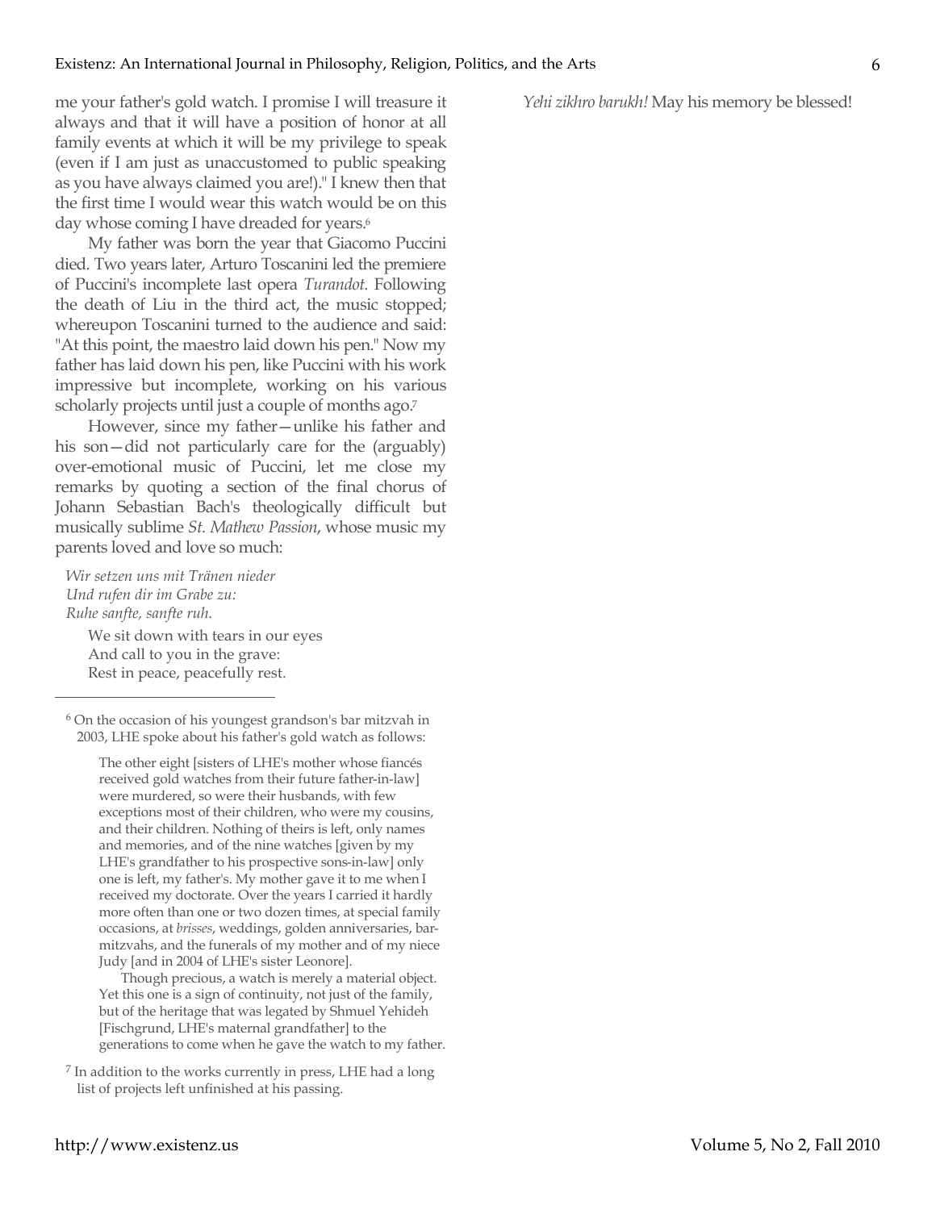me your father's gold watch. I promise I will treasure it always and that it will have a position of honor at all family events at which it will be my privilege to speak (even if I am just as unaccustomed to public speaking as you have always claimed you are!)." I knew then that the first time I would wear this watch would be on this day whose coming I have dreaded for years.[6]

My father was born the year that Giacomo Puccini died. Two years later, Arturo Toscanini led the premiere of Puccini's incomplete last opera *Turandot*. Following the death of Liu in the third act, the music stopped; whereupon Toscanini turned to the audience and said: "At this point, the maestro laid down his pen." Now my father has laid down his pen, like Puccini with his work impressive but incomplete, working on his various scholarly projects until just a couple of months ago.[7]

However, since my father—unlike his father and his son—did not particularly care for the (arguably) over-emotional music of Puccini, let me close my remarks by quoting a section of the final chorus of Johann Sebastian Bach's theologically difficult but musically sublime *St. Mathew Passion*, whose music my parents loved and love so much:

*Wir setzen uns mit Tränen nieder*
*Und rufen dir im Grabe zu:*
*Ruhe sanfte, sanfte ruh.*

> We sit down with tears in our eyes
> And call to you in the grave:
> Rest in peace, peacefully rest.

*Yehi zikhro barukh!* May his memory be blessed!

---

[6] On the occasion of his youngest grandson's bar mitzvah in 2003, LHE spoke about his father's gold watch as follows:

> The other eight [sisters of LHE's mother whose fiancés received gold watches from their future father-in-law] were murdered, so were their husbands, with few exceptions most of their children, who were my cousins, and their children. Nothing of theirs is left, only names and memories, and of the nine watches [given by my LHE's grandfather to his prospective sons-in-law] only one is left, my father's. My mother gave it to me when I received my doctorate. Over the years I carried it hardly more often than one or two dozen times, at special family occasions, at *brisses*, weddings, golden anniversaries, bar-mitzvahs, and the funerals of my mother and of my niece Judy [and in 2004 of LHE's sister Leonore].
>
> Though precious, a watch is merely a material object. Yet this one is a sign of continuity, not just of the family, but of the heritage that was legated by Shmuel Yehideh [Fischgrund, LHE's maternal grandfather] to the generations to come when he gave the watch to my father.

[7] In addition to the works currently in press, LHE had a long list of projects left unfinished at his passing.